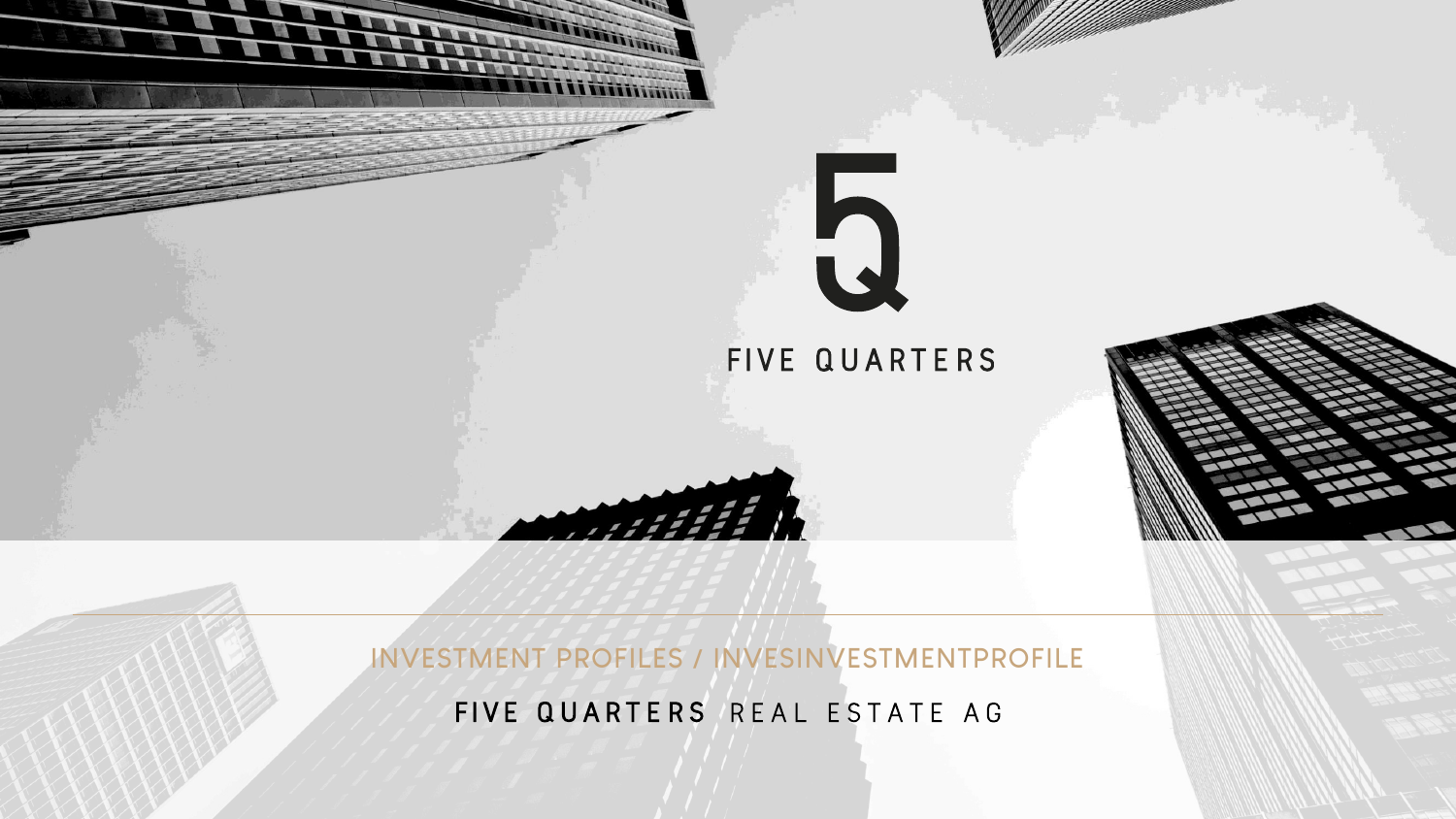# FIVE QUARTERS

INVESTMENT PROFILES / INVESINVESTMENTPROFILE

**FIVE QUARTERS** REAL ESTATE AG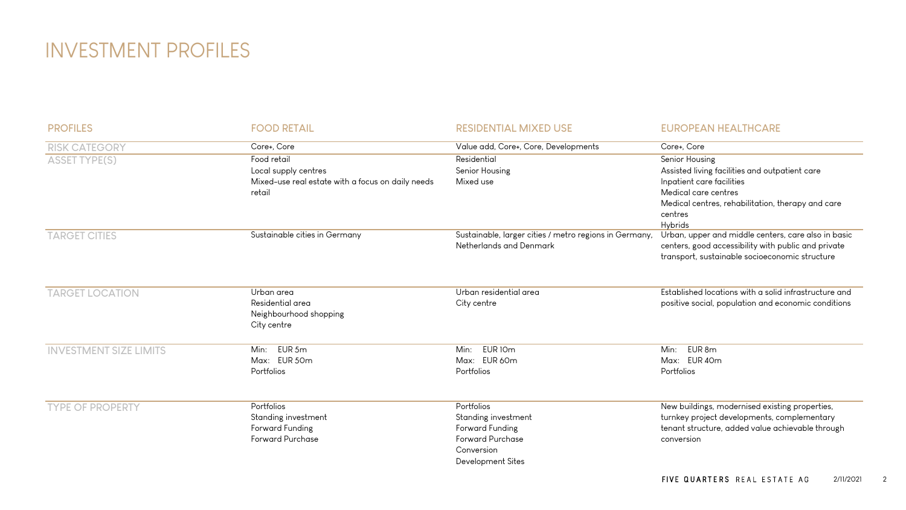# INVESTMENT PROFILES

| PROFILES | FOOD RETAIL | RESIDENTIAL MIXED USE | EUROPEAN HEALTHCARE |
|---|---|---|---|
| RISK CATEGORY | Core+, Core | Value add, Core+, Core, Developments | Core+, Core |
| ASSET TYPE(S) | Food retail<br>Local supply centres<br>Mixed-use real estate with a focus on daily needs retail | Residential<br>Senior Housing<br>Mixed use | Senior Housing<br>Assisted living facilities and outpatient care<br>Inpatient care facilities<br>Medical care centres<br>Medical centres, rehabilitation, therapy and care centres<br>Hybrids |
| TARGET CITIES | Sustainable cities in Germany | Sustainable, larger cities / metro regions in Germany, Netherlands and Denmark | Urban, upper and middle centers, care also in basic centers, good accessibility with public and private transport, sustainable socioeconomic structure |
| TARGET LOCATION | Urban area<br>Residential area<br>Neighbourhood shopping<br>City centre | Urban residential area<br>City centre | Established locations with a solid infrastructure and positive social, population and economic conditions |
| INVESTMENT SIZE LIMITS | Min: EUR 5m<br>Max: EUR 50m<br>Portfolios | Min: EUR 10m<br>Max: EUR 60m<br>Portfolios | Min: EUR 8m<br>Max: EUR 40m<br>Portfolios |
| TYPE OF PROPERTY | Portfolios<br>Standing investment<br>Forward Funding<br>Forward Purchase | Portfolios<br>Standing investment<br>Forward Funding<br>Forward Purchase<br>Conversion<br>Development Sites | New buildings, modernised existing properties, turnkey project developments, complementary tenant structure, added value achievable through conversion |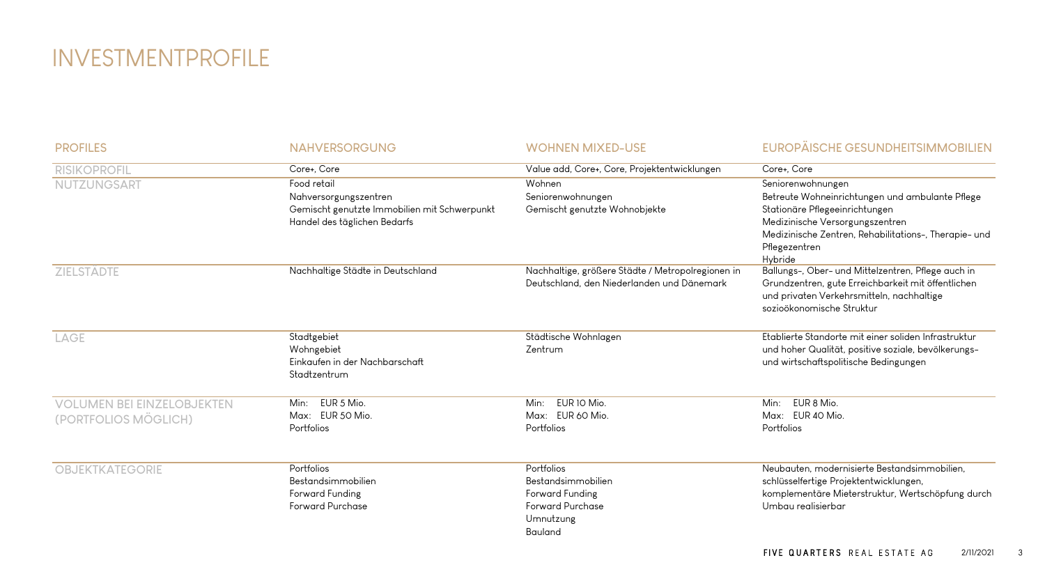# INVESTMENTPROFILE

| PROFILES | NAHVERSORGUNG | WOHNEN MIXED-USE | EUROPÄISCHE GESUNDHEITSIMMOBILIEN |
|---|---|---|---|
| RISIKOPROFIL | Core+, Core | Value add, Core+, Core, Projektentwicklungen | Core+, Core |
| NUTZUNGSART | Food retail<br>Nahversorgungszentren<br>Gemischt genutzte Immobilien mit Schwerpunkt Handel des täglichen Bedarfs | Wohnen<br>Seniorenwohnungen<br>Gemischt genutzte Wohnobjekte | Seniorenwohnungen<br>Betreute Wohneinrichtungen und ambulante Pflege<br>Stationäre Pflegeeinrichtungen<br>Medizinische Versorgungszentren<br>Medizinische Zentren, Rehabilitations-, Therapie- und Pflegezentren<br>Hybride |
| ZIELSTÄDTE | Nachhaltige Städte in Deutschland | Nachhaltige, größere Städte / Metropolregionen in Deutschland, den Niederlanden und Dänemark | Ballungs-, Ober- und Mittelzentren, Pflege auch in Grundzentren, gute Erreichbarkeit mit öffentlichen und privaten Verkehrsmitteln, nachhaltige sozioökonomische Struktur |
| LAGE | Stadtgebiet<br>Wohngebiet<br>Einkaufen in der Nachbarschaft<br>Stadtzentrum | Städtische Wohnlagen<br>Zentrum | Etablierte Standorte mit einer soliden Infrastruktur und hoher Qualität, positive soziale, bevölkerungs- und wirtschaftspolitische Bedingungen |
| VOLUMEN BEI EINZELOBJEKTEN (PORTFOLIOS MÖGLICH) | Min: EUR 5 Mio.<br>Max: EUR 50 Mio.<br>Portfolios | Min: EUR 10 Mio.<br>Max: EUR 60 Mio.<br>Portfolios | Min: EUR 8 Mio.<br>Max: EUR 40 Mio.<br>Portfolios |
| OBJEKTKATEGORIE | Portfolios<br>Bestandsimmobilien<br>Forward Funding<br>Forward Purchase | Portfolios<br>Bestandsimmobilien<br>Forward Funding<br>Forward Purchase<br>Umnutzung<br>Bauland | Neubauten, modernisierte Bestandsimmobilien, schlüsselfertige Projektentwicklungen, komplementäre Mieterstruktur, Wertschöpfung durch Umbau realisierbar |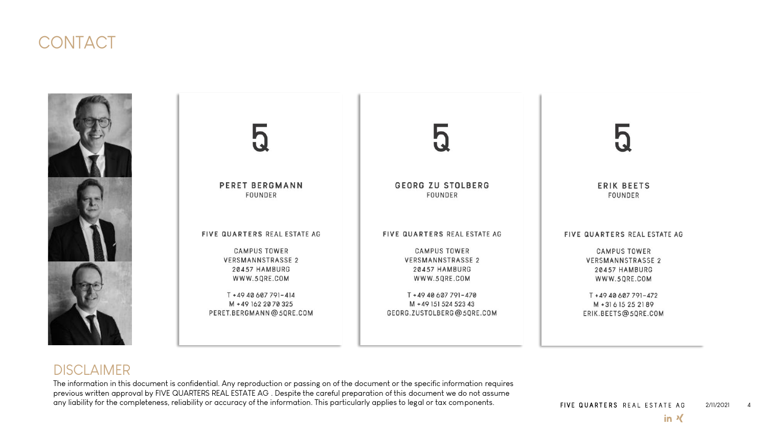# CONTACT

**5Q**

**PERET BERGMANN**
FOUNDER

**FIVE QUARTERS** REAL ESTATE AG

CAMPUS TOWER
VERSMANNSTRASSE 2
20457 HAMBURG
WWW.5QRE.COM

T +49 40 607 791-414
M +49 162 20 70 325
PERET.BERGMANN@5QRE.COM

**5Q**

**GEORG ZU STOLBERG**
FOUNDER

**FIVE QUARTERS** REAL ESTATE AG

CAMPUS TOWER
VERSMANNSTRASSE 2
20457 HAMBURG
WWW.5QRE.COM

T +49 40 607 791-470
M +49 151 524 523 43
GEORG.ZUSTOLBERG@5QRE.COM

**5Q**

**ERIK BEETS**
FOUNDER

**FIVE QUARTERS** REAL ESTATE AG

CAMPUS TOWER
VERSMANNSTRASSE 2
20457 HAMBURG
WWW.5QRE.COM

T +49 40 607 791-472
M +31 6 15 25 21 89
ERIK.BEETS@5QRE.COM

## DISCLAIMER

The information in this document is confidential. Any reproduction or passing on of the document or the specific information requires previous written approval by FIVE QUARTERS REAL ESTATE AG . Despite the careful preparation of this document we do not assume any liability for the completeness, reliability or accuracy of the information. This particularly applies to legal or tax components.

**FIVE QUARTERS** REAL ESTATE AG 2/11/2021